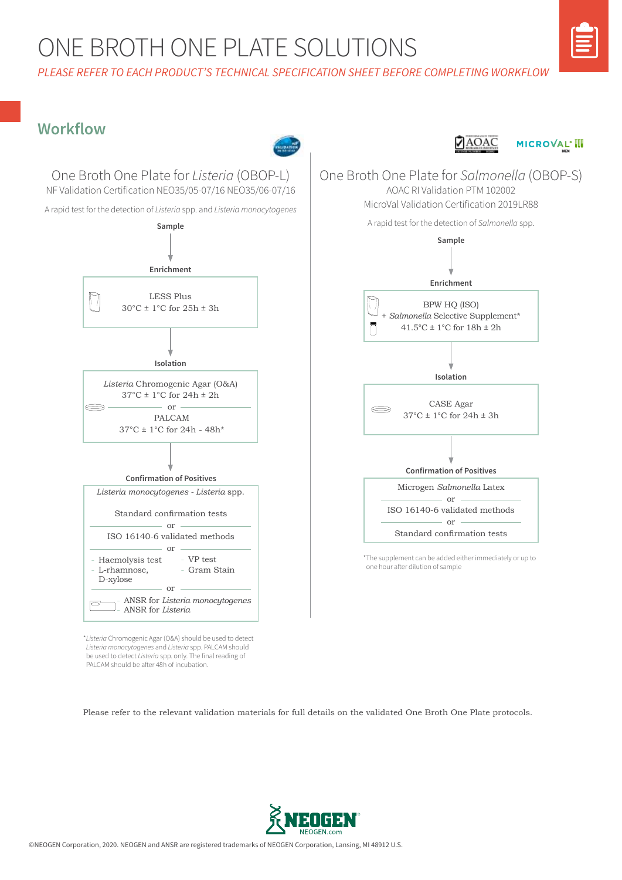# ONE BROTH ONE PLATE SOLUTIONS

*PLEASE REFER TO EACH PRODUCT'S TECHNICAL SPECIFICATION SHEET BEFORE COMPLETING WORKFLOW*

## Workflow

### One Broth One Plate for *Listeria* (OBOP-L)

NF Validation Certification NEO35/05-07/16 NEO35/06-07/16

A rapid test for the detection of *Listeria* spp. and *Listeria monocytogenes*

**Sample**

**Enrichment**

LESS Plus
30°C ± 1°C for 25h ± 3h

**Isolation**

*Listeria* Chromogenic Agar (O&A)
37°C ± 1°C for 24h ± 2h

or

PALCAM
37°C ± 1°C for 24h - 48h*

**Confirmation of Positives**

*Listeria monocytogenes* - *Listeria* spp.

Standard confirmation tests

or

ISO 16140-6 validated methods

or

- Haemolysis test
- L-rhamnose, D-xylose
- VP test
- Gram Stain

or

- ANSR for *Listeria monocytogenes*
- ANSR for *Listeria*

*\*Listeria* Chromogenic Agar (O&A) should be used to detect *Listeria monocytogenes* and *Listeria* spp. PALCAM should be used to detect *Listeria* spp. only. The final reading of PALCAM should be after 48h of incubation.

### One Broth One Plate for *Salmonella* (OBOP-S)

AOAC RI Validation PTM 102002

MicroVal Validation Certification 2019LR88

A rapid test for the detection of *Salmonella* spp.

**Sample**

**Enrichment**

BPW HQ (ISO)
+ *Salmonella* Selective Supplement*
41.5°C ± 1°C for 18h ± 2h

**Isolation**

CASE Agar
37°C ± 1°C for 24h ± 3h

**Confirmation of Positives**

Microgen *Salmonella* Latex

or

ISO 16140-6 validated methods

or

Standard confirmation tests

\*The supplement can be added either immediately or up to one hour after dilution of sample

Please refer to the relevant validation materials for full details on the validated One Broth One Plate protocols.

NEOGEN
NEOGEN.com

©NEOGEN Corporation, 2020. NEOGEN and ANSR are registered trademarks of NEOGEN Corporation, Lansing, MI 48912 U.S.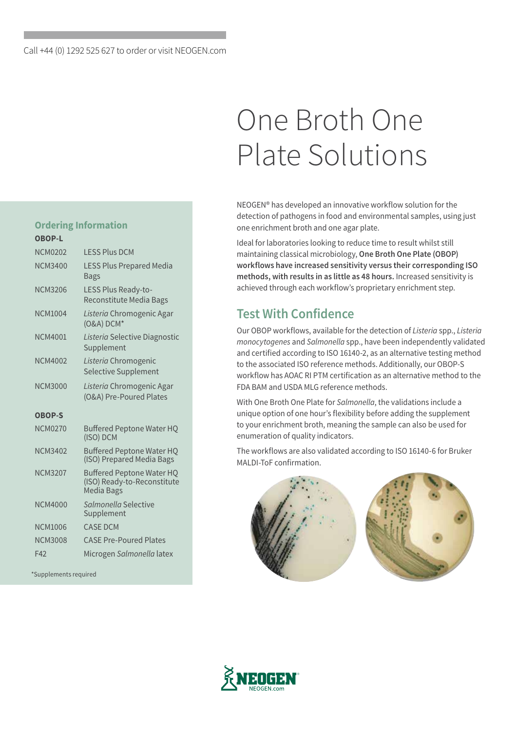Call +44 (0) 1292 525 627 to order or visit NEOGEN.com

# One Broth One Plate Solutions

NEOGEN® has developed an innovative workflow solution for the detection of pathogens in food and environmental samples, using just one enrichment broth and one agar plate.

Ideal for laboratories looking to reduce time to result whilst still maintaining classical microbiology, **One Broth One Plate (OBOP) workflows have increased sensitivity versus their corresponding ISO methods, with results in as little as 48 hours.** Increased sensitivity is achieved through each workflow's proprietary enrichment step.

## Test With Confidence

Our OBOP workflows, available for the detection of *Listeria* spp., *Listeria monocytogenes* and *Salmonella* spp., have been independently validated and certified according to ISO 16140-2, as an alternative testing method to the associated ISO reference methods. Additionally, our OBOP-S workflow has AOAC RI PTM certification as an alternative method to the FDA BAM and USDA MLG reference methods.

With One Broth One Plate for *Salmonella*, the validations include a unique option of one hour's flexibility before adding the supplement to your enrichment broth, meaning the sample can also be used for enumeration of quality indicators.

The workflows are also validated according to ISO 16140-6 for Bruker MALDI-ToF confirmation.

## Ordering Information

**OBOP-L**

| | |
|---|---|
| NCM0202 | LESS Plus DCM |
| NCM3400 | LESS Plus Prepared Media Bags |
| NCM3206 | LESS Plus Ready-to-Reconstitute Media Bags |
| NCM1004 | *Listeria* Chromogenic Agar (O&A) DCM* |
| NCM4001 | *Listeria* Selective Diagnostic Supplement |
| NCM4002 | *Listeria* Chromogenic Selective Supplement |
| NCM3000 | *Listeria* Chromogenic Agar (O&A) Pre-Poured Plates |

**OBOP-S**

| | |
|---|---|
| NCM0270 | Buffered Peptone Water HQ (ISO) DCM |
| NCM3402 | Buffered Peptone Water HQ (ISO) Prepared Media Bags |
| NCM3207 | Buffered Peptone Water HQ (ISO) Ready-to-Reconstitute Media Bags |
| NCM4000 | *Salmonella* Selective Supplement |
| NCM1006 | CASE DCM |
| NCM3008 | CASE Pre-Poured Plates |
| F42 | Microgen *Salmonella* latex |

*Supplements required

NEOGEN® NEOGEN.com